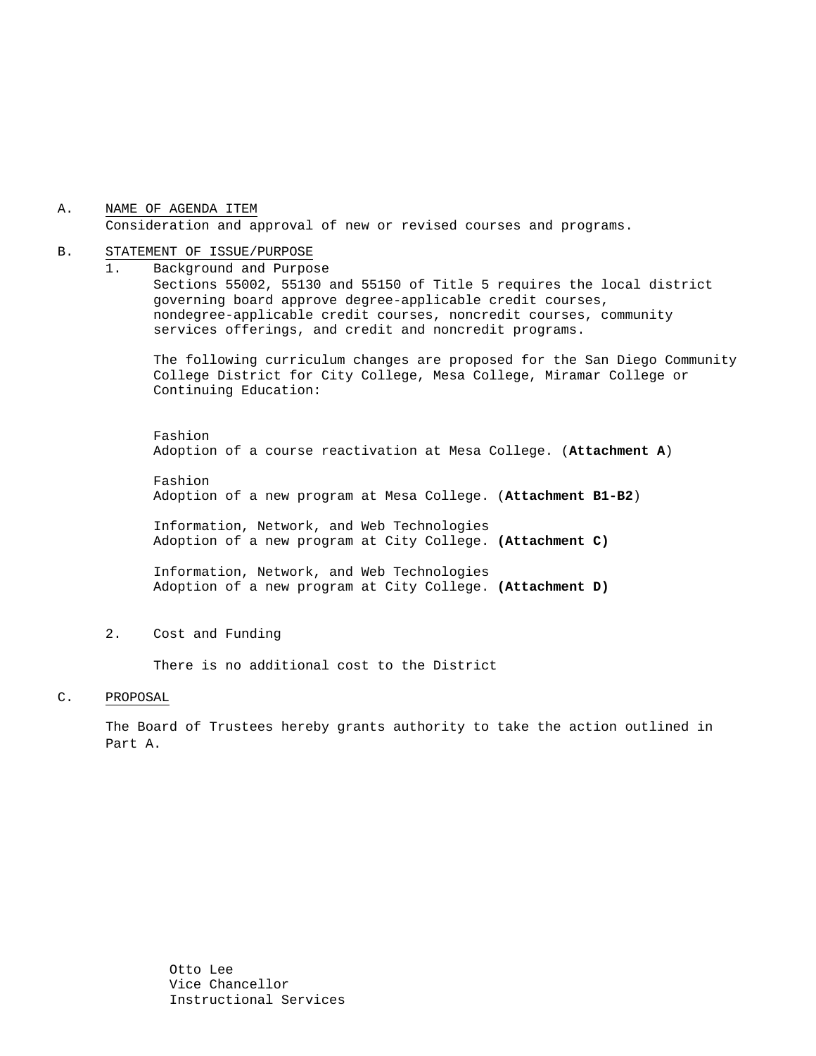A. <u>NAME OF AGENDA ITEM</u>
Consideration and approval of new or revised courses and programs.

B. <u>STATEMENT OF ISSUE/PURPOSE</u>

1. Background and Purpose
Sections 55002, 55130 and 55150 of Title 5 requires the local district governing board approve degree-applicable credit courses, nondegree-applicable credit courses, noncredit courses, community services offerings, and credit and noncredit programs.

   The following curriculum changes are proposed for the San Diego Community College District for City College, Mesa College, Miramar College or Continuing Education:

   Fashion
   Adoption of a course reactivation at Mesa College. (**Attachment A**)

   Fashion
   Adoption of a new program at Mesa College. (**Attachment B1-B2**)

   Information, Network, and Web Technologies
   Adoption of a new program at City College. **(Attachment C)**

   Information, Network, and Web Technologies
   Adoption of a new program at City College. **(Attachment D)**

2. Cost and Funding

   There is no additional cost to the District

C. <u>PROPOSAL</u>

The Board of Trustees hereby grants authority to take the action outlined in Part A.

Otto Lee
Vice Chancellor
Instructional Services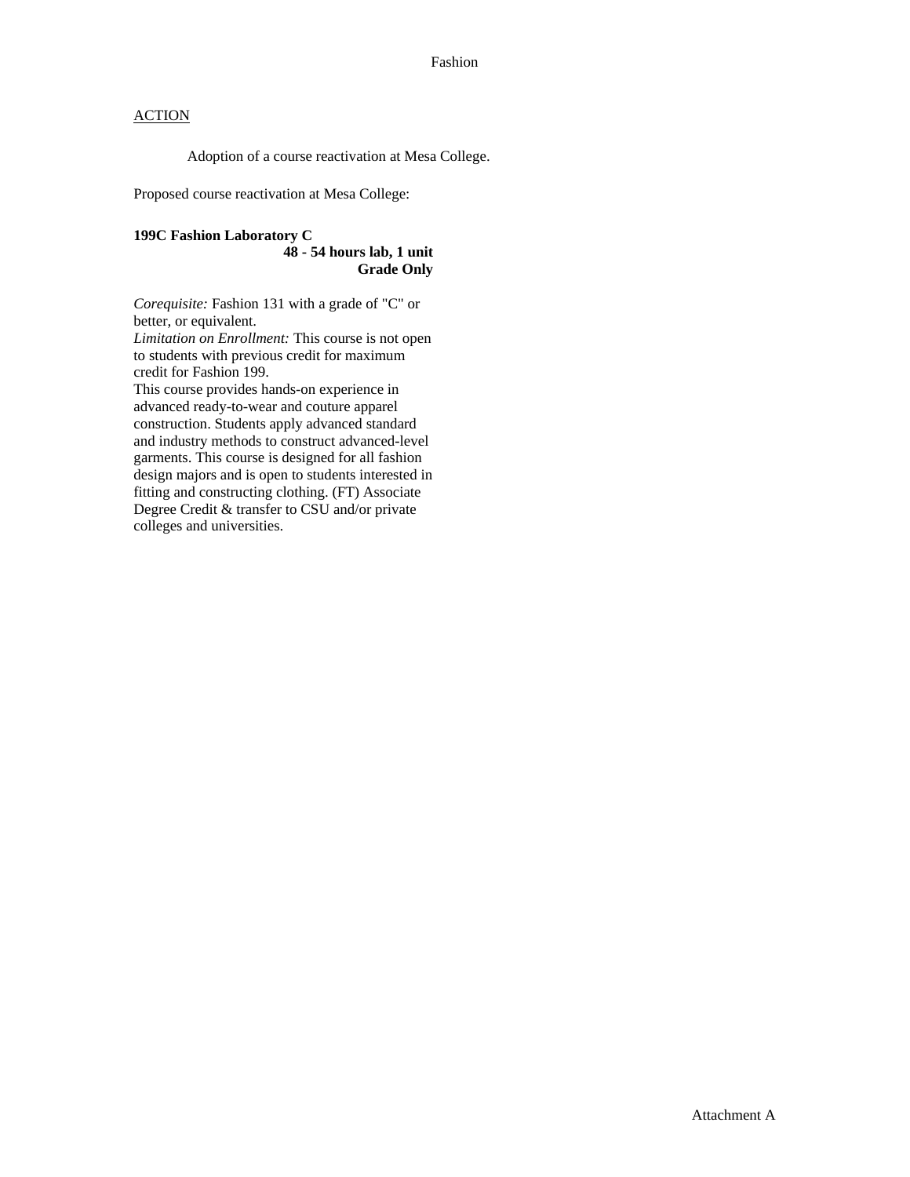Fashion

ACTION

Adoption of a course reactivation at Mesa College.

Proposed course reactivation at Mesa College:

**199C Fashion Laboratory C**
**48 - 54 hours lab, 1 unit**
**Grade Only**

*Corequisite:* Fashion 131 with a grade of "C" or better, or equivalent.
*Limitation on Enrollment:* This course is not open to students with previous credit for maximum credit for Fashion 199.
This course provides hands-on experience in advanced ready-to-wear and couture apparel construction. Students apply advanced standard and industry methods to construct advanced-level garments. This course is designed for all fashion design majors and is open to students interested in fitting and constructing clothing. (FT) Associate Degree Credit & transfer to CSU and/or private colleges and universities.

Attachment A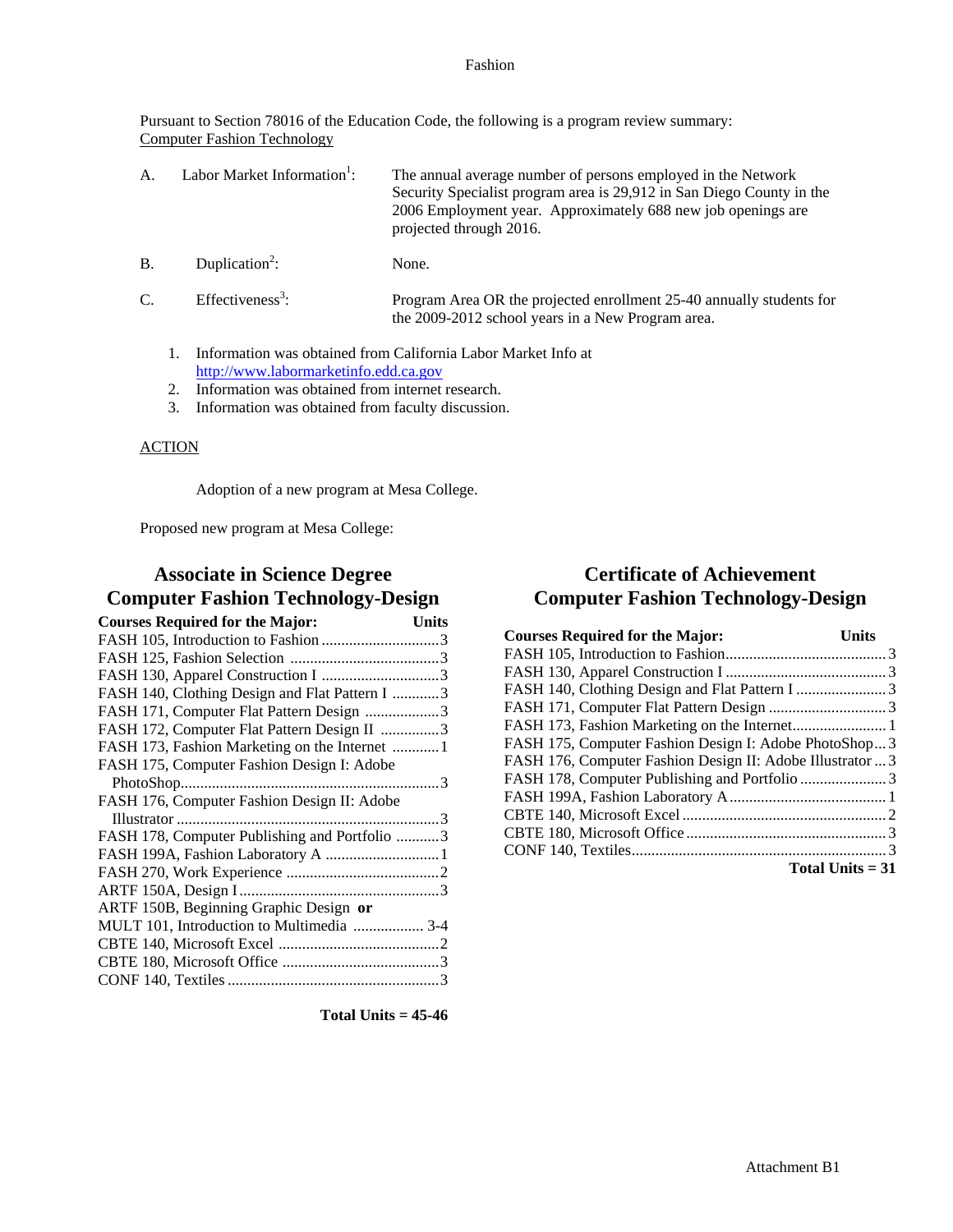Fashion

Pursuant to Section 78016 of the Education Code, the following is a program review summary:
Computer Fashion Technology

A. Labor Market Information[1]: The annual average number of persons employed in the Network Security Specialist program area is 29,912 in San Diego County in the 2006 Employment year. Approximately 688 new job openings are projected through 2016.

B. Duplication[2]: None.

C. Effectiveness[3]: Program Area OR the projected enrollment 25-40 annually students for the 2009-2012 school years in a New Program area.

1. Information was obtained from California Labor Market Info at http://www.labormarketinfo.edd.ca.gov
2. Information was obtained from internet research.
3. Information was obtained from faculty discussion.

ACTION

Adoption of a new program at Mesa College.

Proposed new program at Mesa College:

## Associate in Science Degree
## Computer Fashion Technology-Design

| Courses Required for the Major: | Units |
|---|---|
| FASH 105, Introduction to Fashion | 3 |
| FASH 125, Fashion Selection | 3 |
| FASH 130, Apparel Construction I | 3 |
| FASH 140, Clothing Design and Flat Pattern I | 3 |
| FASH 171, Computer Flat Pattern Design | 3 |
| FASH 172, Computer Flat Pattern Design II | 3 |
| FASH 173, Fashion Marketing on the Internet | 1 |
| FASH 175, Computer Fashion Design I: Adobe PhotoShop | 3 |
| FASH 176, Computer Fashion Design II: Adobe Illustrator | 3 |
| FASH 178, Computer Publishing and Portfolio | 3 |
| FASH 199A, Fashion Laboratory A | 1 |
| FASH 270, Work Experience | 2 |
| ARTF 150A, Design I | 3 |
| ARTF 150B, Beginning Graphic Design **or** MULT 101, Introduction to Multimedia | 3-4 |
| CBTE 140, Microsoft Excel | 2 |
| CBTE 180, Microsoft Office | 3 |
| CONF 140, Textiles | 3 |

**Total Units = 45-46**

## Certificate of Achievement
## Computer Fashion Technology-Design

| Courses Required for the Major: | Units |
|---|---|
| FASH 105, Introduction to Fashion | 3 |
| FASH 130, Apparel Construction I | 3 |
| FASH 140, Clothing Design and Flat Pattern I | 3 |
| FASH 171, Computer Flat Pattern Design | 3 |
| FASH 173, Fashion Marketing on the Internet | 1 |
| FASH 175, Computer Fashion Design I: Adobe PhotoShop | 3 |
| FASH 176, Computer Fashion Design II: Adobe Illustrator | 3 |
| FASH 178, Computer Publishing and Portfolio | 3 |
| FASH 199A, Fashion Laboratory A | 1 |
| CBTE 140, Microsoft Excel | 2 |
| CBTE 180, Microsoft Office | 3 |
| CONF 140, Textiles | 3 |

**Total Units = 31**

Attachment B1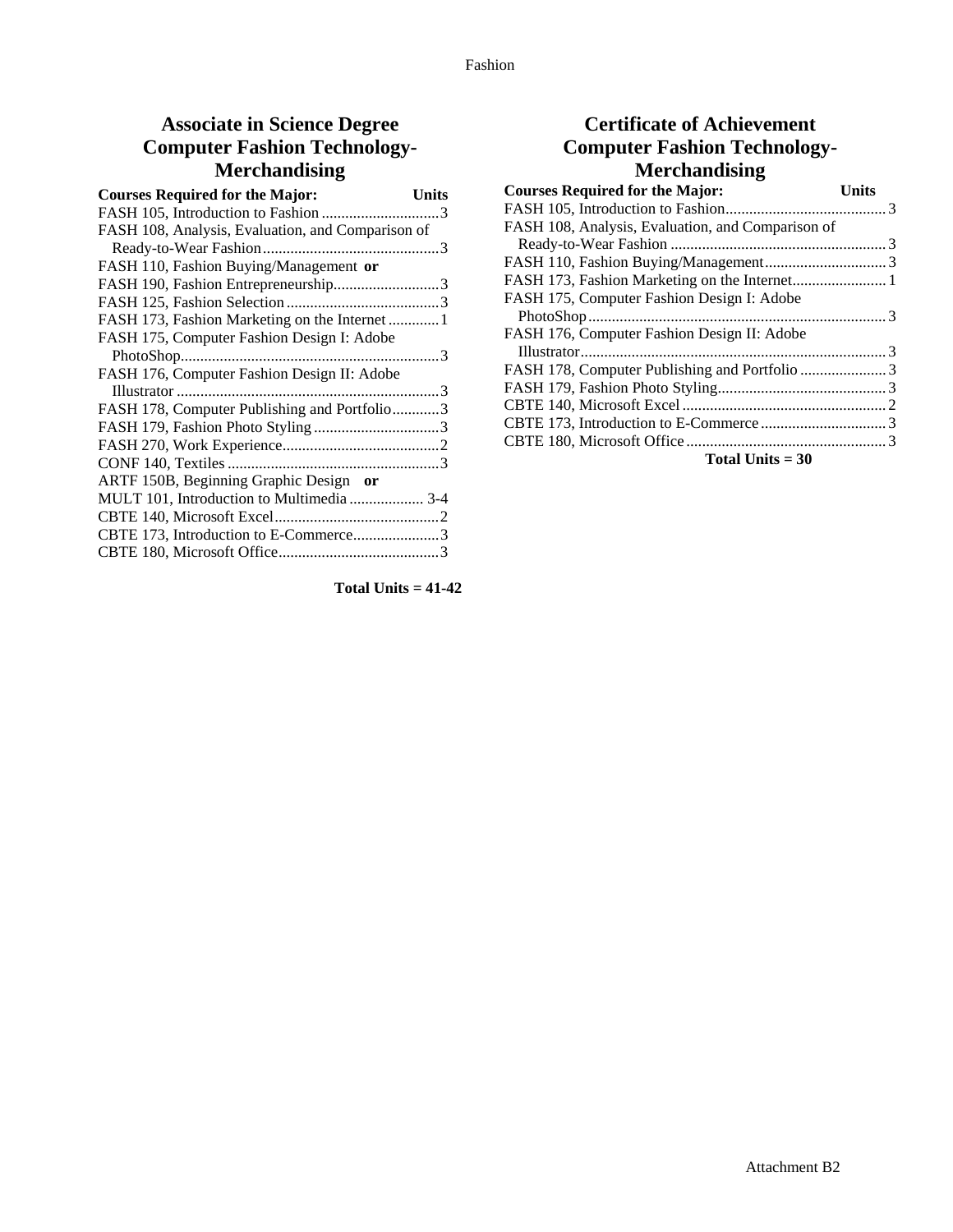# Associate in Science Degree Computer Fashion Technology-Merchandising

| Courses Required for the Major: | Units |
|---|---|
| FASH 105, Introduction to Fashion | 3 |
| FASH 108, Analysis, Evaluation, and Comparison of Ready-to-Wear Fashion | 3 |
| FASH 110, Fashion Buying/Management **or** | |
| FASH 190, Fashion Entrepreneurship | 3 |
| FASH 125, Fashion Selection | 3 |
| FASH 173, Fashion Marketing on the Internet | 1 |
| FASH 175, Computer Fashion Design I: Adobe PhotoShop | 3 |
| FASH 176, Computer Fashion Design II: Adobe Illustrator | 3 |
| FASH 178, Computer Publishing and Portfolio | 3 |
| FASH 179, Fashion Photo Styling | 3 |
| FASH 270, Work Experience | 2 |
| CONF 140, Textiles | 3 |
| ARTF 150B, Beginning Graphic Design **or** | |
| MULT 101, Introduction to Multimedia | 3-4 |
| CBTE 140, Microsoft Excel | 2 |
| CBTE 173, Introduction to E-Commerce | 3 |
| CBTE 180, Microsoft Office | 3 |

**Total Units = 41-42**

# Certificate of Achievement Computer Fashion Technology-Merchandising

| Courses Required for the Major: | Units |
|---|---|
| FASH 105, Introduction to Fashion | 3 |
| FASH 108, Analysis, Evaluation, and Comparison of Ready-to-Wear Fashion | 3 |
| FASH 110, Fashion Buying/Management | 3 |
| FASH 173, Fashion Marketing on the Internet | 1 |
| FASH 175, Computer Fashion Design I: Adobe PhotoShop | 3 |
| FASH 176, Computer Fashion Design II: Adobe Illustrator | 3 |
| FASH 178, Computer Publishing and Portfolio | 3 |
| FASH 179, Fashion Photo Styling | 3 |
| CBTE 140, Microsoft Excel | 2 |
| CBTE 173, Introduction to E-Commerce | 3 |
| CBTE 180, Microsoft Office | 3 |

**Total Units = 30**

Attachment B2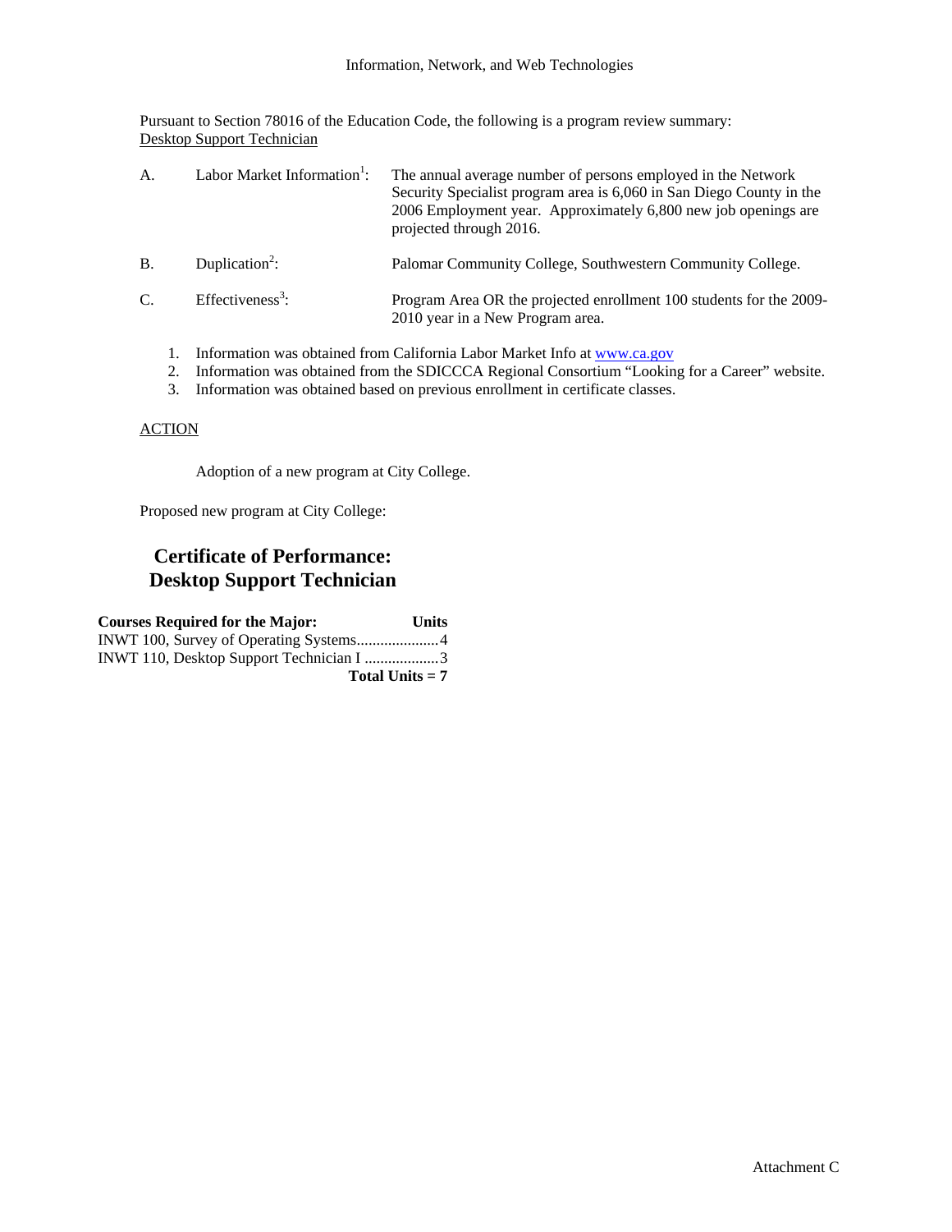Information, Network, and Web Technologies

Pursuant to Section 78016 of the Education Code, the following is a program review summary:
Desktop Support Technician

A. Labor Market Information[1]: The annual average number of persons employed in the Network Security Specialist program area is 6,060 in San Diego County in the 2006 Employment year. Approximately 6,800 new job openings are projected through 2016.

B. Duplication[2]: Palomar Community College, Southwestern Community College.

C. Effectiveness[3]: Program Area OR the projected enrollment 100 students for the 2009-2010 year in a New Program area.

1. Information was obtained from California Labor Market Info at www.ca.gov
2. Information was obtained from the SDICCCA Regional Consortium "Looking for a Career" website.
3. Information was obtained based on previous enrollment in certificate classes.

ACTION

Adoption of a new program at City College.

Proposed new program at City College:

## Certificate of Performance: Desktop Support Technician

| Courses Required for the Major: | Units |
|---|---|
| INWT 100, Survey of Operating Systems | 4 |
| INWT 110, Desktop Support Technician I | 3 |
| **Total Units = 7** | |

Attachment C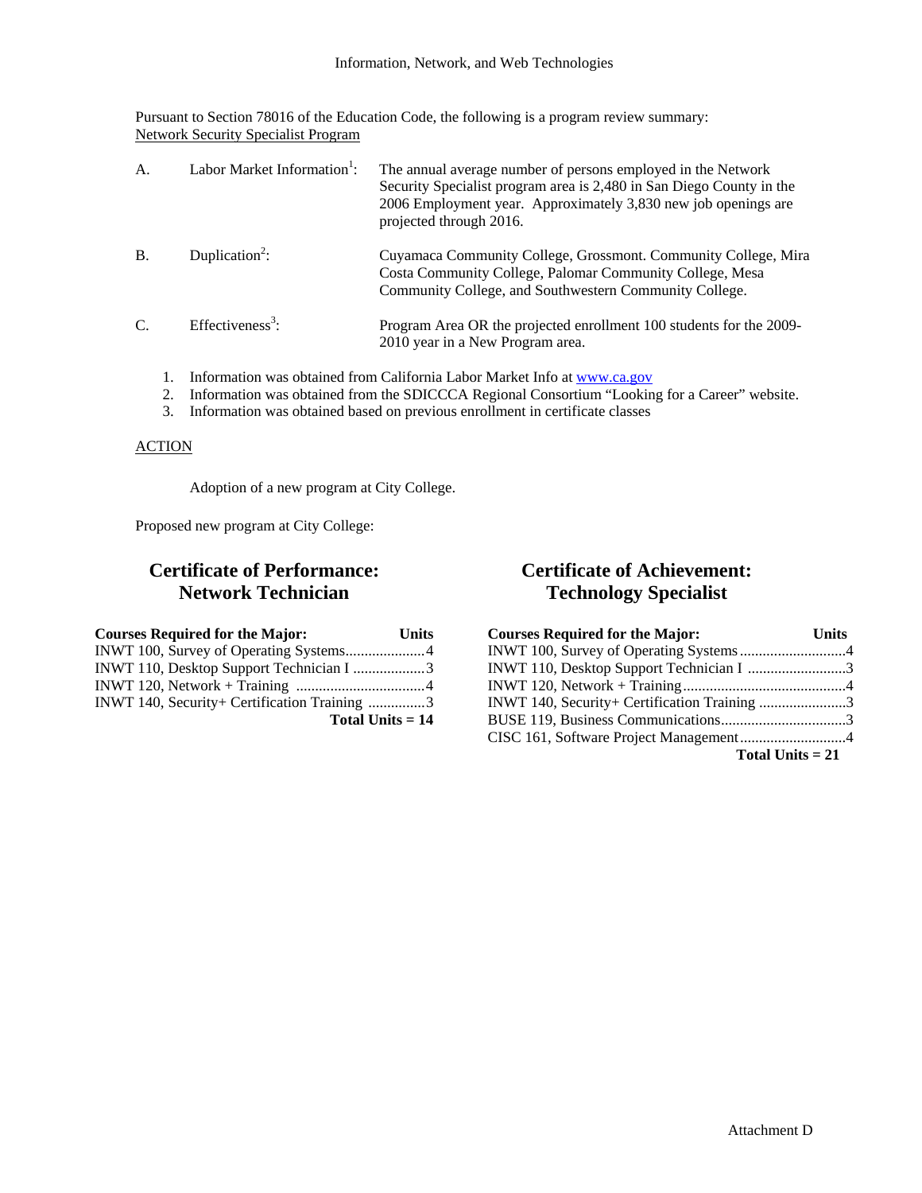Information, Network, and Web Technologies

Pursuant to Section 78016 of the Education Code, the following is a program review summary:
Network Security Specialist Program

| | | |
|---|---|---|
| A. | Labor Market Information[1]: | The annual average number of persons employed in the Network Security Specialist program area is 2,480 in San Diego County in the 2006 Employment year. Approximately 3,830 new job openings are projected through 2016. |
| B. | Duplication[2]: | Cuyamaca Community College, Grossmont. Community College, Mira Costa Community College, Palomar Community College, Mesa Community College, and Southwestern Community College. |
| C. | Effectiveness[3]: | Program Area OR the projected enrollment 100 students for the 2009-2010 year in a New Program area. |

1. Information was obtained from California Labor Market Info at www.ca.gov
2. Information was obtained from the SDICCCA Regional Consortium “Looking for a Career” website.
3. Information was obtained based on previous enrollment in certificate classes

ACTION

Adoption of a new program at City College.

Proposed new program at City College:

## Certificate of Performance: Network Technician

| Courses Required for the Major: | Units |
|---|---|
| INWT 100, Survey of Operating Systems | 4 |
| INWT 110, Desktop Support Technician I | 3 |
| INWT 120, Network + Training | 4 |
| INWT 140, Security+ Certification Training | 3 |
| **Total Units = 14** | |

## Certificate of Achievement: Technology Specialist

| Courses Required for the Major: | Units |
|---|---|
| INWT 100, Survey of Operating Systems | 4 |
| INWT 110, Desktop Support Technician I | 3 |
| INWT 120, Network + Training | 4 |
| INWT 140, Security+ Certification Training | 3 |
| BUSE 119, Business Communications | 3 |
| CISC 161, Software Project Management | 4 |
| **Total Units = 21** | |

Attachment D